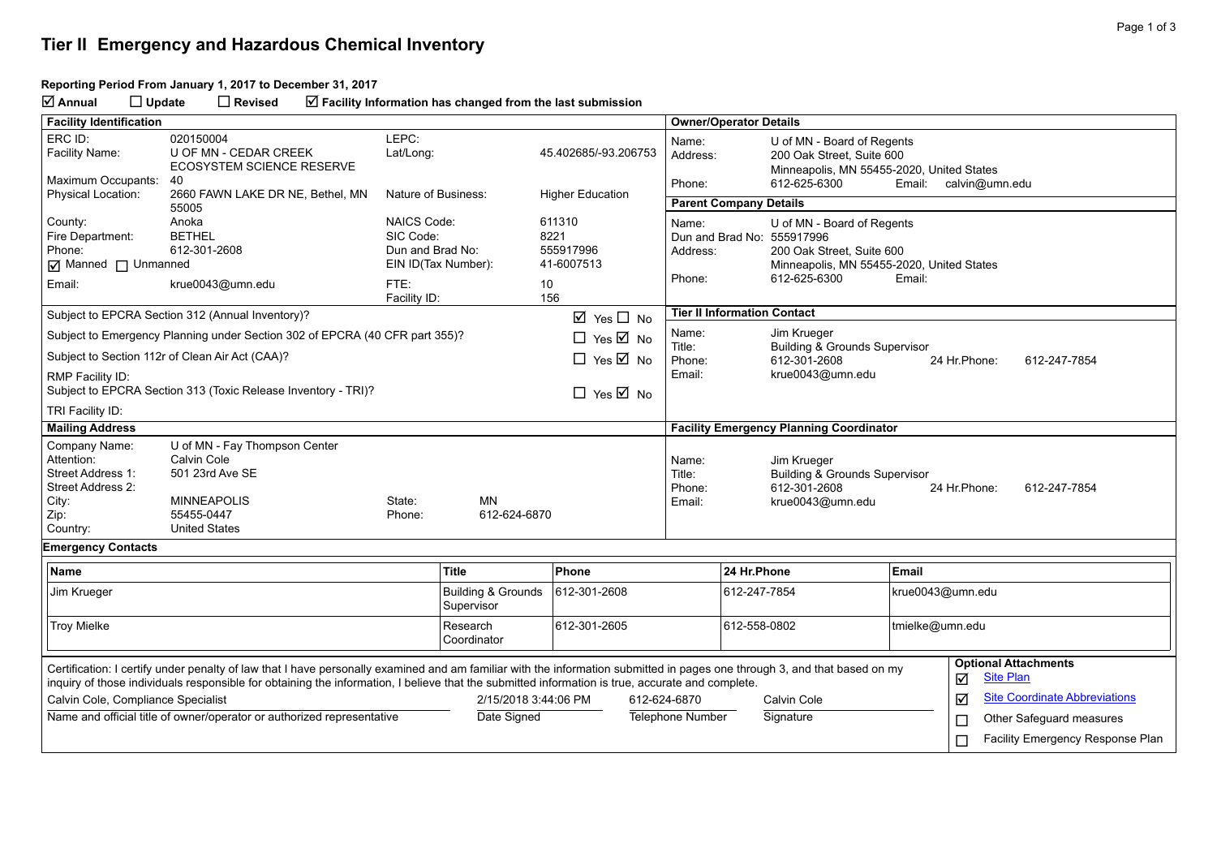# Tier II Emergency and Hazardous Chemical Inventory

**Reporting Period From January 1, 2017 to December 31, 2017**

☑ **Annual** ☐ **Update** ☐ **Revised** ☑ **Facility Information has changed from the last submission**

## Facility Identification

| | | | |
|---|---|---|---|
| ERC ID: | 020150004 | LEPC: | |
| Facility Name: | U OF MN - CEDAR CREEK ECOSYSTEM SCIENCE RESERVE | Lat/Long: | 45.402685/-93.206753 |
| Maximum Occupants: | 40 | | |
| Physical Location: | 2660 FAWN LAKE DR NE, Bethel, MN 55005 | Nature of Business: | Higher Education |
| County: | Anoka | NAICS Code: | 611310 |
| Fire Department: | BETHEL | SIC Code: | 8221 |
| Phone: | 612-301-2608 | Dun and Brad No: | 555917996 |
| ☑ Manned ☐ Unmanned | | EIN ID(Tax Number): | 41-6007513 |
| Email: | krue0043@umn.edu | FTE: | 10 |
| | | Facility ID: | 156 |

| | |
|---|---|
| Subject to EPCRA Section 312 (Annual Inventory)? | ☑ Yes ☐ No |
| Subject to Emergency Planning under Section 302 of EPCRA (40 CFR part 355)? | ☐ Yes ☑ No |
| Subject to Section 112r of Clean Air Act (CAA)? | ☐ Yes ☑ No |
| RMP Facility ID: | |
| Subject to EPCRA Section 313 (Toxic Release Inventory - TRI)? | ☐ Yes ☑ No |
| TRI Facility ID: | |

## Owner/Operator Details

Name: U of MN - Board of Regents
Address: 200 Oak Street, Suite 600, Minneapolis, MN 55455-2020, United States
Phone: 612-625-6300 Email: calvin@umn.edu

## Parent Company Details

Name: U of MN - Board of Regents
Dun and Brad No: 555917996
Address: 200 Oak Street, Suite 600, Minneapolis, MN 55455-2020, United States
Phone: 612-625-6300 Email:

## Tier II Information Contact

Name: Jim Krueger
Title: Building & Grounds Supervisor
Phone: 612-301-2608 24 Hr.Phone: 612-247-7854
Email: krue0043@umn.edu

## Mailing Address

Company Name: U of MN - Fay Thompson Center
Attention: Calvin Cole
Street Address 1: 501 23rd Ave SE
Street Address 2:
City: MINNEAPOLIS State: MN
Zip: 55455-0447 Phone: 612-624-6870
Country: United States

## Facility Emergency Planning Coordinator

Name: Jim Krueger
Title: Building & Grounds Supervisor
Phone: 612-301-2608 24 Hr.Phone: 612-247-7854
Email: krue0043@umn.edu

## Emergency Contacts

| Name | Title | Phone | 24 Hr.Phone | Email |
|---|---|---|---|---|
| Jim Krueger | Building & Grounds Supervisor | 612-301-2608 | 612-247-7854 | krue0043@umn.edu |
| Troy Mielke | Research Coordinator | 612-301-2605 | 612-558-0802 | tmielke@umn.edu |

Certification: I certify under penalty of law that I have personally examined and am familiar with the information submitted in pages one through 3, and that based on my inquiry of those individuals responsible for obtaining the information, I believe that the submitted information is true, accurate and complete.

| Calvin Cole, Compliance Specialist | 2/15/2018 3:44:06 PM | 612-624-6870 | Calvin Cole |
|---|---|---|---|
| Name and official title of owner/operator or authorized representative | Date Signed | Telephone Number | Signature |

**Optional Attachments**

- ☑ Site Plan
- ☑ Site Coordinate Abbreviations
- ☐ Other Safeguard measures
- ☐ Facility Emergency Response Plan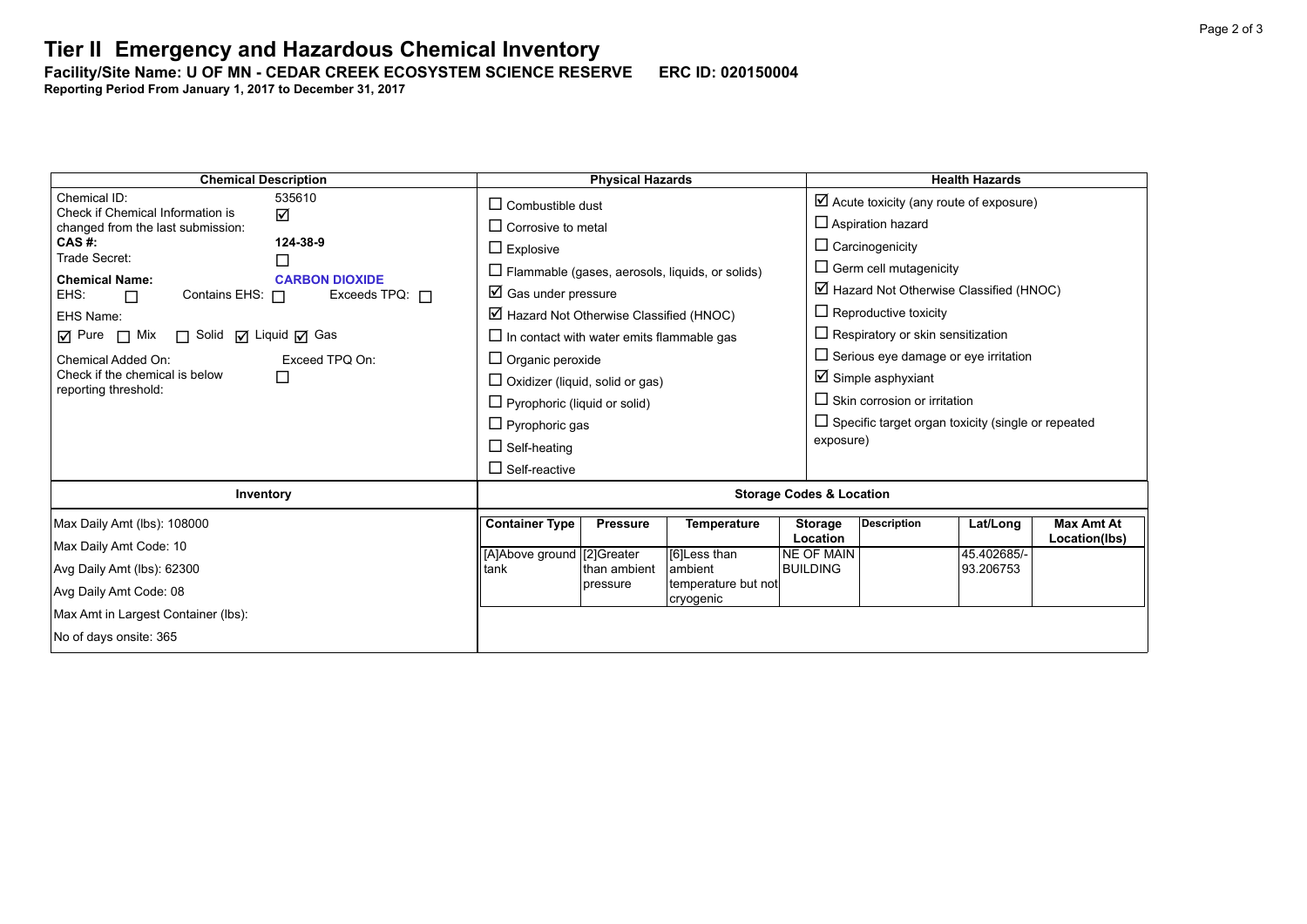# Tier II Emergency and Hazardous Chemical Inventory

**Facility/Site Name: U OF MN - CEDAR CREEK ECOSYSTEM SCIENCE RESERVE    ERC ID: 020150004**

**Reporting Period From January 1, 2017 to December 31, 2017**

## Chemical Description

Chemical ID: 535610

Check if Chemical Information is changed from the last submission: ☑

**CAS #:** **124-38-9**

Trade Secret: ☐

**Chemical Name:** **CARBON DIOXIDE**

EHS: ☐   Contains EHS: ☐   Exceeds TPQ: ☐

EHS Name:

☑ Pure ☐ Mix ☐ Solid ☑ Liquid ☑ Gas

Chemical Added On:   Exceed TPQ On:

Check if the chemical is below reporting threshold: ☐

## Physical Hazards

- ☐ Combustible dust
- ☐ Corrosive to metal
- ☐ Explosive
- ☐ Flammable (gases, aerosols, liquids, or solids)
- ☑ Gas under pressure
- ☑ Hazard Not Otherwise Classified (HNOC)
- ☐ In contact with water emits flammable gas
- ☐ Organic peroxide
- ☐ Oxidizer (liquid, solid or gas)
- ☐ Pyrophoric (liquid or solid)
- ☐ Pyrophoric gas
- ☐ Self-heating
- ☐ Self-reactive

## Health Hazards

- ☑ Acute toxicity (any route of exposure)
- ☐ Aspiration hazard
- ☐ Carcinogenicity
- ☐ Germ cell mutagenicity
- ☑ Hazard Not Otherwise Classified (HNOC)
- ☐ Reproductive toxicity
- ☐ Respiratory or skin sensitization
- ☐ Serious eye damage or eye irritation
- ☑ Simple asphyxiant
- ☐ Skin corrosion or irritation
- ☐ Specific target organ toxicity (single or repeated exposure)

## Inventory

Max Daily Amt (lbs): 108000

Max Daily Amt Code: 10

Avg Daily Amt (lbs): 62300

Avg Daily Amt Code: 08

Max Amt in Largest Container (lbs):

No of days onsite: 365

## Storage Codes & Location

| Container Type | Pressure | Temperature | Storage Location | Description | Lat/Long | Max Amt At Location(lbs) |
|---|---|---|---|---|---|---|
| [A]Above ground tank | [2]Greater than ambient pressure | [6]Less than ambient temperature but not cryogenic | NE OF MAIN BUILDING | | 45.402685/-93.206753 | |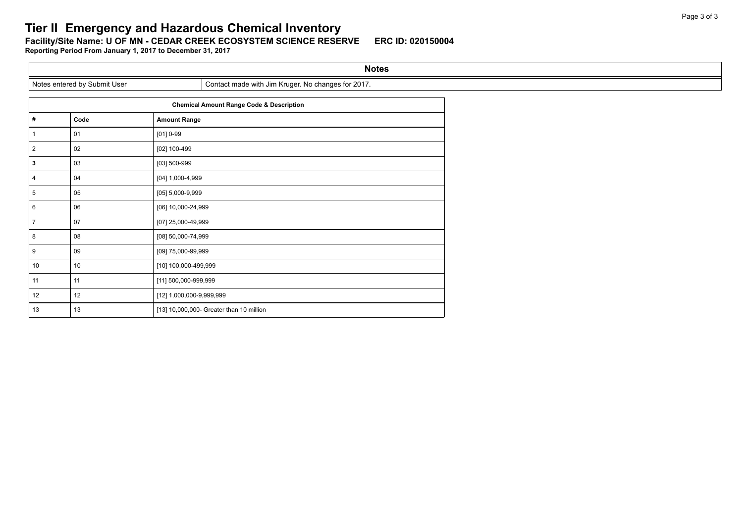# Tier II Emergency and Hazardous Chemical Inventory

**Facility/Site Name: U OF MN - CEDAR CREEK ECOSYSTEM SCIENCE RESERVE ERC ID: 020150004**
**Reporting Period From January 1, 2017 to December 31, 2017**

| Notes | |
|---|---|
| Notes entered by Submit User | Contact made with Jim Kruger. No changes for 2017. |

**Chemical Amount Range Code & Description**

| # | Code | Amount Range |
|---|---|---|
| 1 | 01 | [01] 0-99 |
| 2 | 02 | [02] 100-499 |
| **3** | 03 | [03] 500-999 |
| 4 | 04 | [04] 1,000-4,999 |
| 5 | 05 | [05] 5,000-9,999 |
| 6 | 06 | [06] 10,000-24,999 |
| 7 | 07 | [07] 25,000-49,999 |
| 8 | 08 | [08] 50,000-74,999 |
| 9 | 09 | [09] 75,000-99,999 |
| 10 | 10 | [10] 100,000-499,999 |
| 11 | 11 | [11] 500,000-999,999 |
| 12 | 12 | [12] 1,000,000-9,999,999 |
| 13 | 13 | [13] 10,000,000- Greater than 10 million |